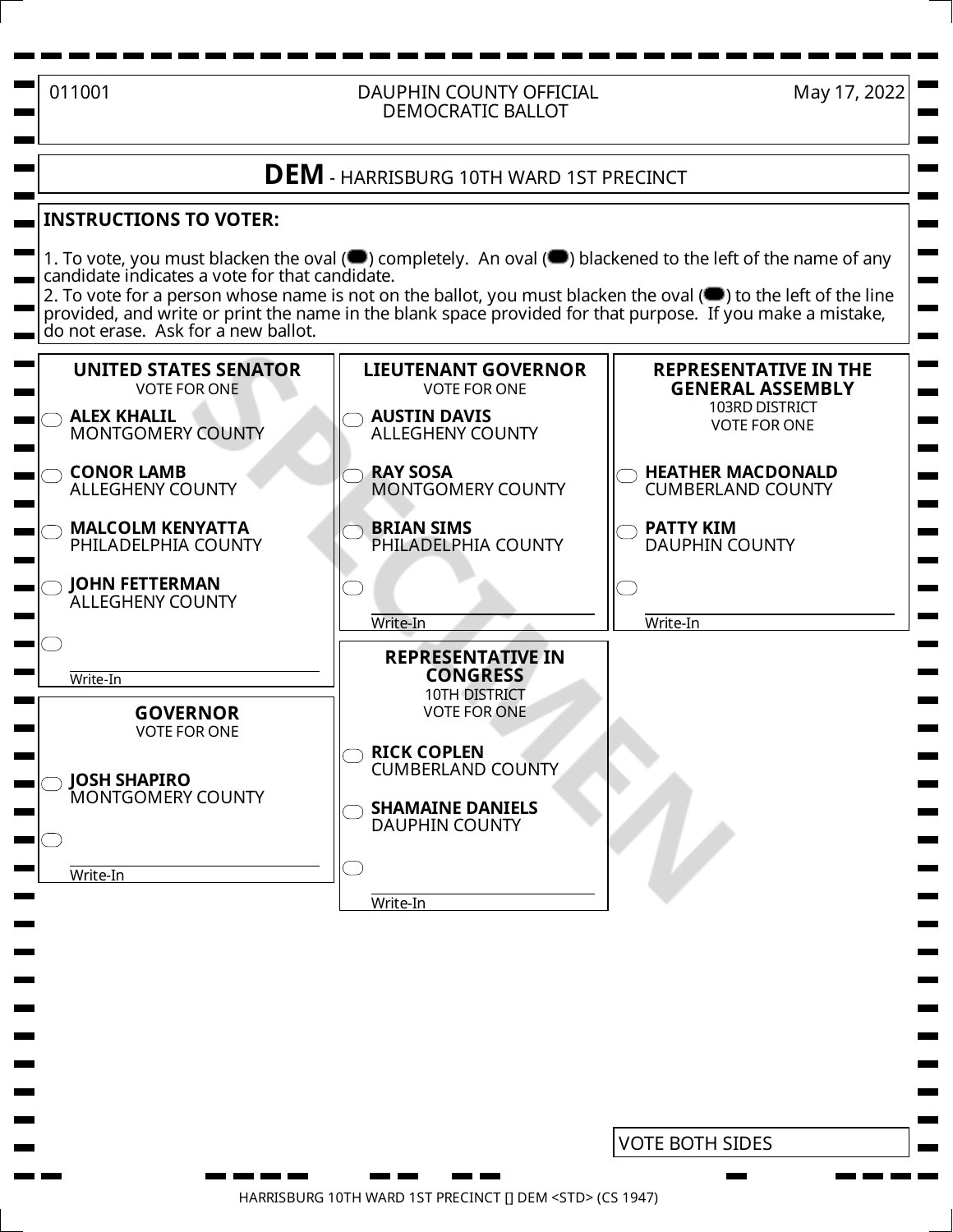011001

DAUPHIN COUNTY OFFICIAL
DEMOCRATIC BALLOT

May 17, 2022

# DEM - HARRISBURG 10TH WARD 1ST PRECINCT

**INSTRUCTIONS TO VOTER:**

1. To vote, you must blacken the oval (⬬) completely. An oval (⬬) blackened to the left of the name of any candidate indicates a vote for that candidate.
2. To vote for a person whose name is not on the ballot, you must blacken the oval (⬬) to the left of the line provided, and write or print the name in the blank space provided for that purpose. If you make a mistake, do not erase. Ask for a new ballot.

## UNITED STATES SENATOR
VOTE FOR ONE

- ⬭ **ALEX KHALIL**
  MONTGOMERY COUNTY
- ⬭ **CONOR LAMB**
  ALLEGHENY COUNTY
- ⬭ **MALCOLM KENYATTA**
  PHILADELPHIA COUNTY
- ⬭ **JOHN FETTERMAN**
  ALLEGHENY COUNTY
- ⬭ ______________________
  Write-In

## GOVERNOR
VOTE FOR ONE

- ⬭ **JOSH SHAPIRO**
  MONTGOMERY COUNTY
- ⬭ ______________________
  Write-In

## LIEUTENANT GOVERNOR
VOTE FOR ONE

- ⬭ **AUSTIN DAVIS**
  ALLEGHENY COUNTY
- ⬭ **RAY SOSA**
  MONTGOMERY COUNTY
- ⬭ **BRIAN SIMS**
  PHILADELPHIA COUNTY
- ⬭ ______________________
  Write-In

## REPRESENTATIVE IN CONGRESS
10TH DISTRICT
VOTE FOR ONE

- ⬭ **RICK COPLEN**
  CUMBERLAND COUNTY
- ⬭ **SHAMAINE DANIELS**
  DAUPHIN COUNTY
- ⬭ ______________________
  Write-In

## REPRESENTATIVE IN THE GENERAL ASSEMBLY
103RD DISTRICT
VOTE FOR ONE

- ⬭ **HEATHER MACDONALD**
  CUMBERLAND COUNTY
- ⬭ **PATTY KIM**
  DAUPHIN COUNTY
- ⬭ ______________________
  Write-In

VOTE BOTH SIDES

HARRISBURG 10TH WARD 1ST PRECINCT [] DEM <STD> (CS 1947)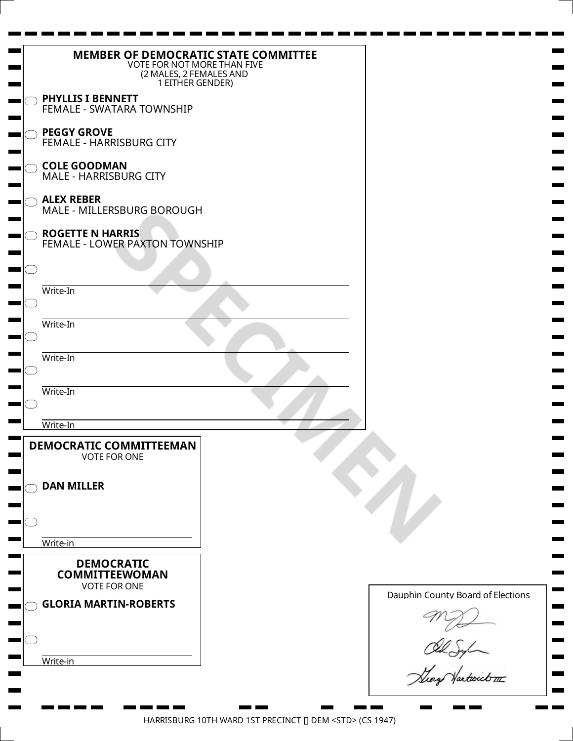## MEMBER OF DEMOCRATIC STATE COMMITTEE

VOTE FOR NOT MORE THAN FIVE
(2 MALES, 2 FEMALES AND
1 EITHER GENDER)

- **PHYLLIS I BENNETT**
  FEMALE - SWATARA TOWNSHIP
- **PEGGY GROVE**
  FEMALE - HARRISBURG CITY
- **COLE GOODMAN**
  MALE - HARRISBURG CITY
- **ALEX REBER**
  MALE - MILLERSBURG BOROUGH
- **ROGETTE N HARRIS**
  FEMALE - LOWER PAXTON TOWNSHIP
- Write-In
- Write-In
- Write-In
- Write-In
- Write-In

## DEMOCRATIC COMMITTEEMAN

VOTE FOR ONE

- **DAN MILLER**
- Write-in

## DEMOCRATIC COMMITTEEWOMAN

VOTE FOR ONE

- **GLORIA MARTIN-ROBERTS**
- Write-in

Dauphin County Board of Elections

SPECIMEN

HARRISBURG 10TH WARD 1ST PRECINCT [] DEM <STD> (CS 1947)